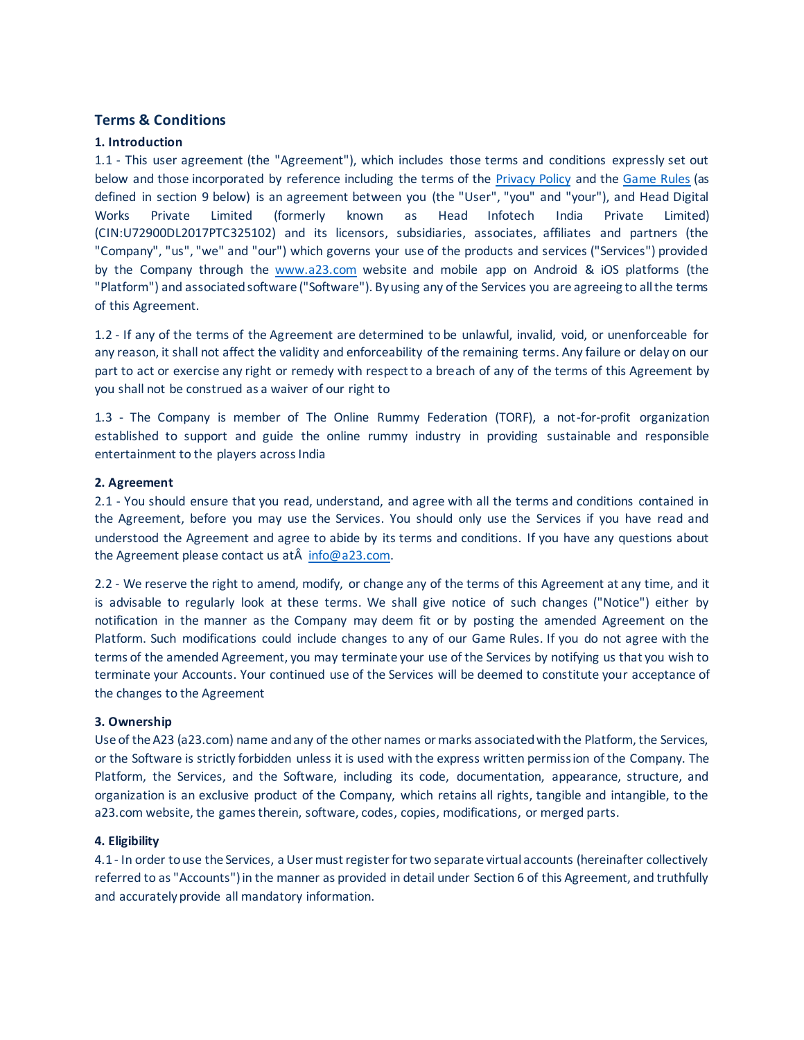## Terms & Conditions

### 1. Introduction

1.1 - This user agreement (the "Agreement"), which includes those terms and conditions expressly set out below and those incorporated by reference including the terms of the Privacy Policy and the Game Rules (as defined in section 9 below) is an agreement between you (the "User", "you" and "your"), and Head Digital Works Private Limited (formerly known as Head Infotech India Private Limited) (CIN:U72900DL2017PTC325102) and its licensors, subsidiaries, associates, affiliates and partners (the "Company", "us", "we" and "our") which governs your use of the products and services ("Services") provided by the Company through the www.a23.com website and mobile app on Android & iOS platforms (the "Platform") and associated software ("Software"). By using any of the Services you are agreeing to all the terms of this Agreement.

1.2 - If any of the terms of the Agreement are determined to be unlawful, invalid, void, or unenforceable for any reason, it shall not affect the validity and enforceability of the remaining terms. Any failure or delay on our part to act or exercise any right or remedy with respect to a breach of any of the terms of this Agreement by you shall not be construed as a waiver of our right to

1.3 - The Company is member of The Online Rummy Federation (TORF), a not-for-profit organization established to support and guide the online rummy industry in providing sustainable and responsible entertainment to the players across India

### 2. Agreement

2.1 - You should ensure that you read, understand, and agree with all the terms and conditions contained in the Agreement, before you may use the Services. You should only use the Services if you have read and understood the Agreement and agree to abide by its terms and conditions. If you have any questions about the Agreement please contact us atÂ info@a23.com.

2.2 - We reserve the right to amend, modify, or change any of the terms of this Agreement at any time, and it is advisable to regularly look at these terms. We shall give notice of such changes ("Notice") either by notification in the manner as the Company may deem fit or by posting the amended Agreement on the Platform. Such modifications could include changes to any of our Game Rules. If you do not agree with the terms of the amended Agreement, you may terminate your use of the Services by notifying us that you wish to terminate your Accounts. Your continued use of the Services will be deemed to constitute your acceptance of the changes to the Agreement

### 3. Ownership

Use of the A23 (a23.com) name and any of the other names or marks associated with the Platform, the Services, or the Software is strictly forbidden unless it is used with the express written permission of the Company. The Platform, the Services, and the Software, including its code, documentation, appearance, structure, and organization is an exclusive product of the Company, which retains all rights, tangible and intangible, to the a23.com website, the games therein, software, codes, copies, modifications, or merged parts.

### 4. Eligibility

4.1 - In order to use the Services, a User must register for two separate virtual accounts (hereinafter collectively referred to as "Accounts") in the manner as provided in detail under Section 6 of this Agreement, and truthfully and accurately provide all mandatory information.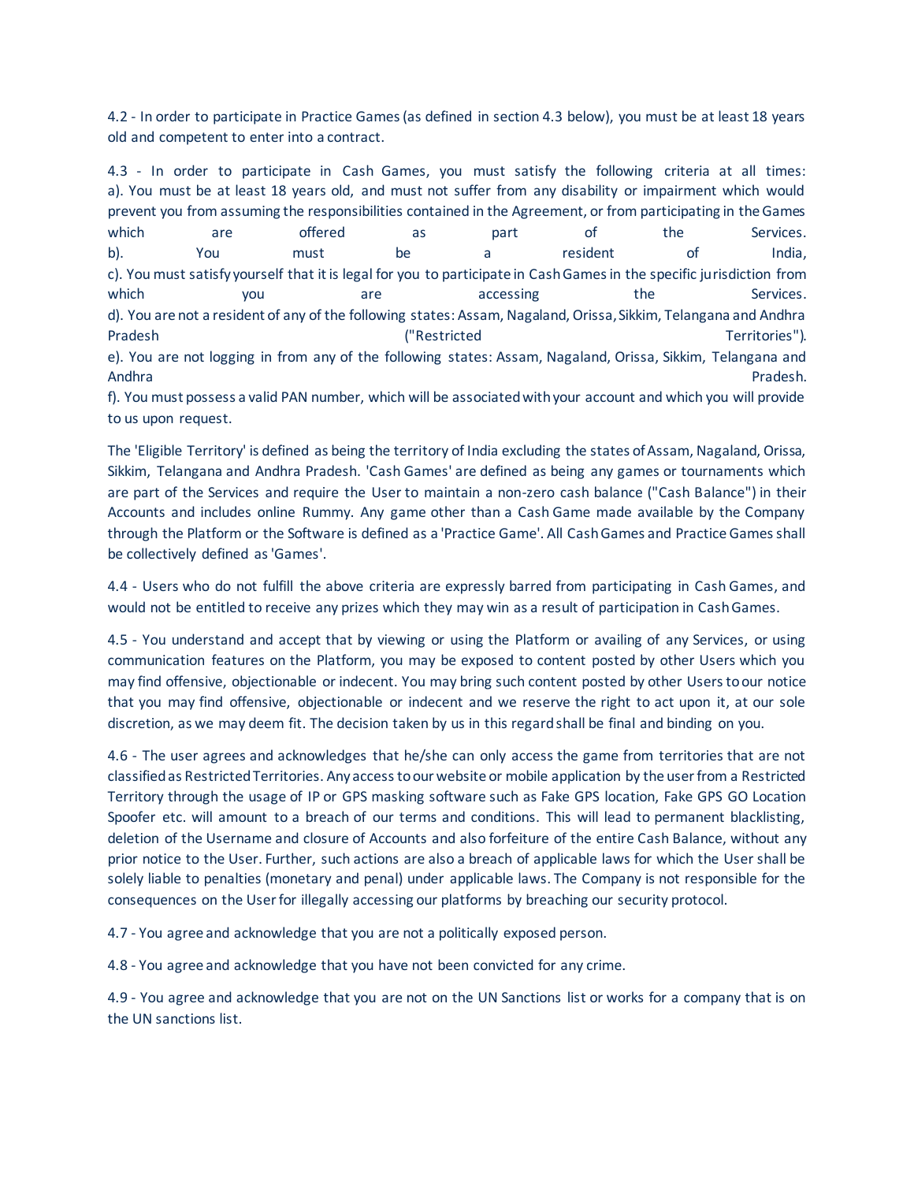4.2 - In order to participate in Practice Games (as defined in section 4.3 below), you must be at least 18 years old and competent to enter into a contract.

4.3 - In order to participate in Cash Games, you must satisfy the following criteria at all times:
a). You must be at least 18 years old, and must not suffer from any disability or impairment which would prevent you from assuming the responsibilities contained in the Agreement, or from participating in the Games which are offered as part of the Services.
b). You must be a resident of India,
c). You must satisfy yourself that it is legal for you to participate in Cash Games in the specific jurisdiction from which you are accessing the Services.
d). You are not a resident of any of the following states: Assam, Nagaland, Orissa, Sikkim, Telangana and Andhra Pradesh ("Restricted Territories").
e). You are not logging in from any of the following states: Assam, Nagaland, Orissa, Sikkim, Telangana and Andhra Pradesh.
f). You must possess a valid PAN number, which will be associated with your account and which you will provide to us upon request.

The 'Eligible Territory' is defined as being the territory of India excluding the states of Assam, Nagaland, Orissa, Sikkim, Telangana and Andhra Pradesh. 'Cash Games' are defined as being any games or tournaments which are part of the Services and require the User to maintain a non-zero cash balance ("Cash Balance") in their Accounts and includes online Rummy. Any game other than a Cash Game made available by the Company through the Platform or the Software is defined as a 'Practice Game'. All Cash Games and Practice Games shall be collectively defined as 'Games'.

4.4 - Users who do not fulfill the above criteria are expressly barred from participating in Cash Games, and would not be entitled to receive any prizes which they may win as a result of participation in Cash Games.

4.5 - You understand and accept that by viewing or using the Platform or availing of any Services, or using communication features on the Platform, you may be exposed to content posted by other Users which you may find offensive, objectionable or indecent. You may bring such content posted by other Users to our notice that you may find offensive, objectionable or indecent and we reserve the right to act upon it, at our sole discretion, as we may deem fit. The decision taken by us in this regard shall be final and binding on you.

4.6 - The user agrees and acknowledges that he/she can only access the game from territories that are not classified as Restricted Territories. Any access to our website or mobile application by the user from a Restricted Territory through the usage of IP or GPS masking software such as Fake GPS location, Fake GPS GO Location Spoofer etc. will amount to a breach of our terms and conditions. This will lead to permanent blacklisting, deletion of the Username and closure of Accounts and also forfeiture of the entire Cash Balance, without any prior notice to the User. Further, such actions are also a breach of applicable laws for which the User shall be solely liable to penalties (monetary and penal) under applicable laws. The Company is not responsible for the consequences on the User for illegally accessing our platforms by breaching our security protocol.

4.7 - You agree and acknowledge that you are not a politically exposed person.

4.8 - You agree and acknowledge that you have not been convicted for any crime.

4.9 - You agree and acknowledge that you are not on the UN Sanctions list or works for a company that is on the UN sanctions list.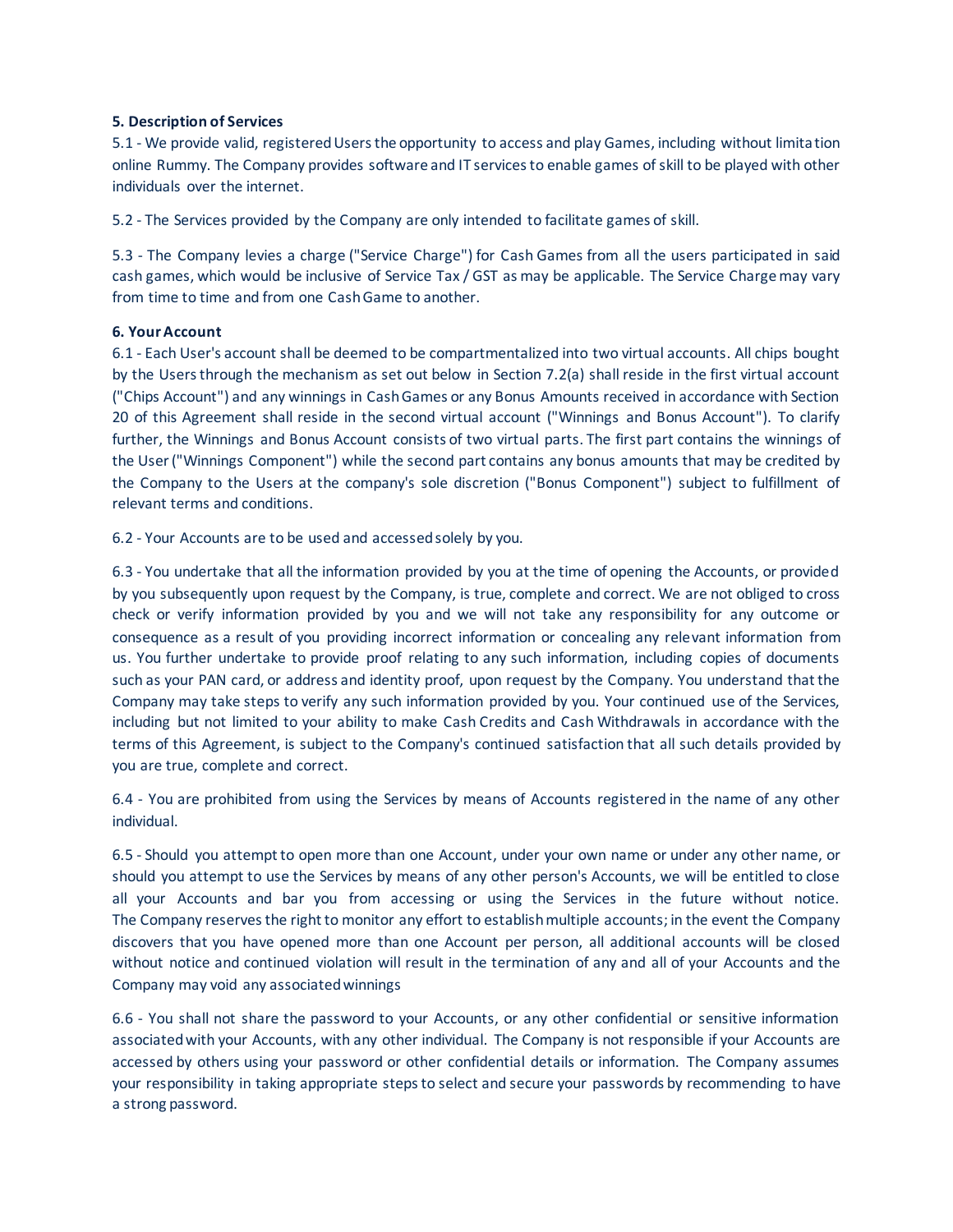**5. Description of Services**

5.1 - We provide valid, registered Users the opportunity to access and play Games, including without limitation online Rummy. The Company provides software and IT services to enable games of skill to be played with other individuals over the internet.

5.2 - The Services provided by the Company are only intended to facilitate games of skill.

5.3 - The Company levies a charge ("Service Charge") for Cash Games from all the users participated in said cash games, which would be inclusive of Service Tax / GST as may be applicable. The Service Charge may vary from time to time and from one Cash Game to another.

**6. Your Account**

6.1 - Each User's account shall be deemed to be compartmentalized into two virtual accounts. All chips bought by the Users through the mechanism as set out below in Section 7.2(a) shall reside in the first virtual account ("Chips Account") and any winnings in Cash Games or any Bonus Amounts received in accordance with Section 20 of this Agreement shall reside in the second virtual account ("Winnings and Bonus Account"). To clarify further, the Winnings and Bonus Account consists of two virtual parts. The first part contains the winnings of the User ("Winnings Component") while the second part contains any bonus amounts that may be credited by the Company to the Users at the company's sole discretion ("Bonus Component") subject to fulfillment of relevant terms and conditions.

6.2 - Your Accounts are to be used and accessed solely by you.

6.3 - You undertake that all the information provided by you at the time of opening the Accounts, or provided by you subsequently upon request by the Company, is true, complete and correct. We are not obliged to cross check or verify information provided by you and we will not take any responsibility for any outcome or consequence as a result of you providing incorrect information or concealing any relevant information from us. You further undertake to provide proof relating to any such information, including copies of documents such as your PAN card, or address and identity proof, upon request by the Company. You understand that the Company may take steps to verify any such information provided by you. Your continued use of the Services, including but not limited to your ability to make Cash Credits and Cash Withdrawals in accordance with the terms of this Agreement, is subject to the Company's continued satisfaction that all such details provided by you are true, complete and correct.

6.4 - You are prohibited from using the Services by means of Accounts registered in the name of any other individual.

6.5 - Should you attempt to open more than one Account, under your own name or under any other name, or should you attempt to use the Services by means of any other person's Accounts, we will be entitled to close all your Accounts and bar you from accessing or using the Services in the future without notice. The Company reserves the right to monitor any effort to establish multiple accounts; in the event the Company discovers that you have opened more than one Account per person, all additional accounts will be closed without notice and continued violation will result in the termination of any and all of your Accounts and the Company may void any associated winnings

6.6 - You shall not share the password to your Accounts, or any other confidential or sensitive information associated with your Accounts, with any other individual. The Company is not responsible if your Accounts are accessed by others using your password or other confidential details or information. The Company assumes your responsibility in taking appropriate steps to select and secure your passwords by recommending to have a strong password.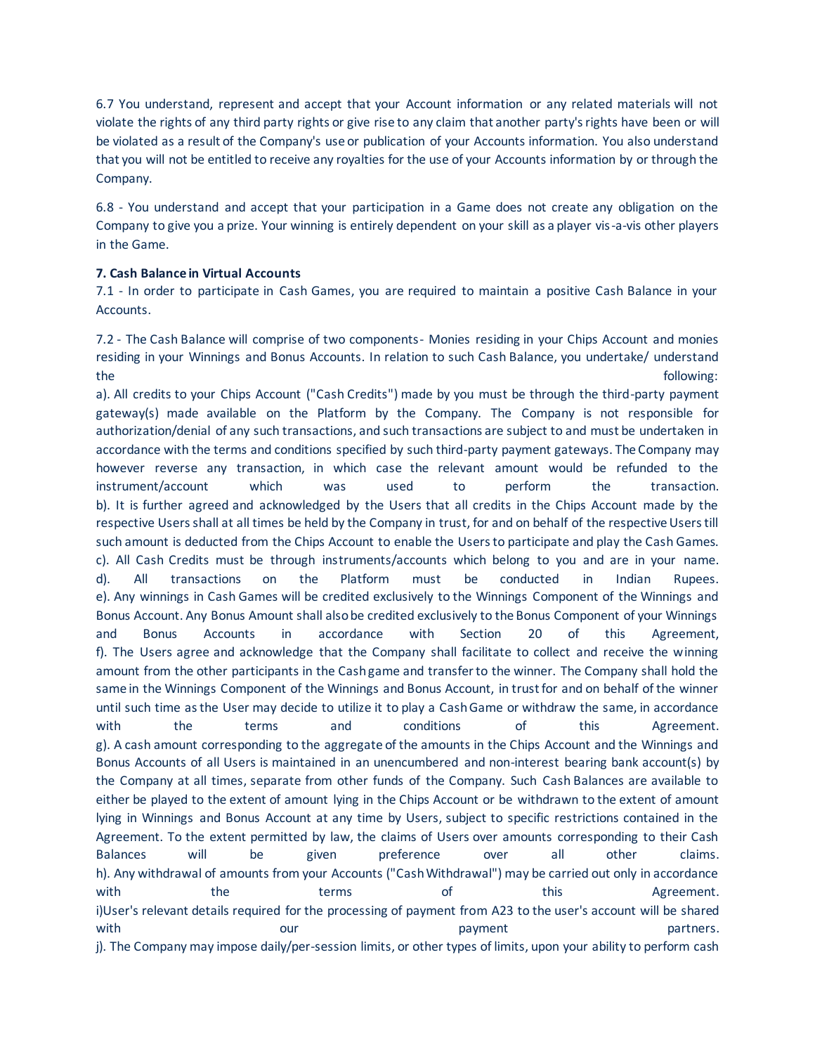6.7 You understand, represent and accept that your Account information or any related materials will not violate the rights of any third party rights or give rise to any claim that another party's rights have been or will be violated as a result of the Company's use or publication of your Accounts information. You also understand that you will not be entitled to receive any royalties for the use of your Accounts information by or through the Company.

6.8 - You understand and accept that your participation in a Game does not create any obligation on the Company to give you a prize. Your winning is entirely dependent on your skill as a player vis-a-vis other players in the Game.

**7. Cash Balance in Virtual Accounts**

7.1 - In order to participate in Cash Games, you are required to maintain a positive Cash Balance in your Accounts.

7.2 - The Cash Balance will comprise of two components- Monies residing in your Chips Account and monies residing in your Winnings and Bonus Accounts. In relation to such Cash Balance, you undertake/ understand the following:

a). All credits to your Chips Account ("Cash Credits") made by you must be through the third-party payment gateway(s) made available on the Platform by the Company. The Company is not responsible for authorization/denial of any such transactions, and such transactions are subject to and must be undertaken in accordance with the terms and conditions specified by such third-party payment gateways. The Company may however reverse any transaction, in which case the relevant amount would be refunded to the instrument/account which was used to perform the transaction.

b). It is further agreed and acknowledged by the Users that all credits in the Chips Account made by the respective Users shall at all times be held by the Company in trust, for and on behalf of the respective Users till such amount is deducted from the Chips Account to enable the Users to participate and play the Cash Games.

c). All Cash Credits must be through instruments/accounts which belong to you and are in your name.

d). All transactions on the Platform must be conducted in Indian Rupees.

e). Any winnings in Cash Games will be credited exclusively to the Winnings Component of the Winnings and Bonus Account. Any Bonus Amount shall also be credited exclusively to the Bonus Component of your Winnings and Bonus Accounts in accordance with Section 20 of this Agreement,

f). The Users agree and acknowledge that the Company shall facilitate to collect and receive the winning amount from the other participants in the Cash game and transfer to the winner. The Company shall hold the same in the Winnings Component of the Winnings and Bonus Account, in trust for and on behalf of the winner until such time as the User may decide to utilize it to play a Cash Game or withdraw the same, in accordance with the terms and conditions of this Agreement.

g). A cash amount corresponding to the aggregate of the amounts in the Chips Account and the Winnings and Bonus Accounts of all Users is maintained in an unencumbered and non-interest bearing bank account(s) by the Company at all times, separate from other funds of the Company. Such Cash Balances are available to either be played to the extent of amount lying in the Chips Account or be withdrawn to the extent of amount lying in Winnings and Bonus Account at any time by Users, subject to specific restrictions contained in the Agreement. To the extent permitted by law, the claims of Users over amounts corresponding to their Cash Balances will be given preference over all other claims.

h). Any withdrawal of amounts from your Accounts ("Cash Withdrawal") may be carried out only in accordance with the terms of this Agreement.

i)User's relevant details required for the processing of payment from A23 to the user's account will be shared with our payment partners.

j). The Company may impose daily/per-session limits, or other types of limits, upon your ability to perform cash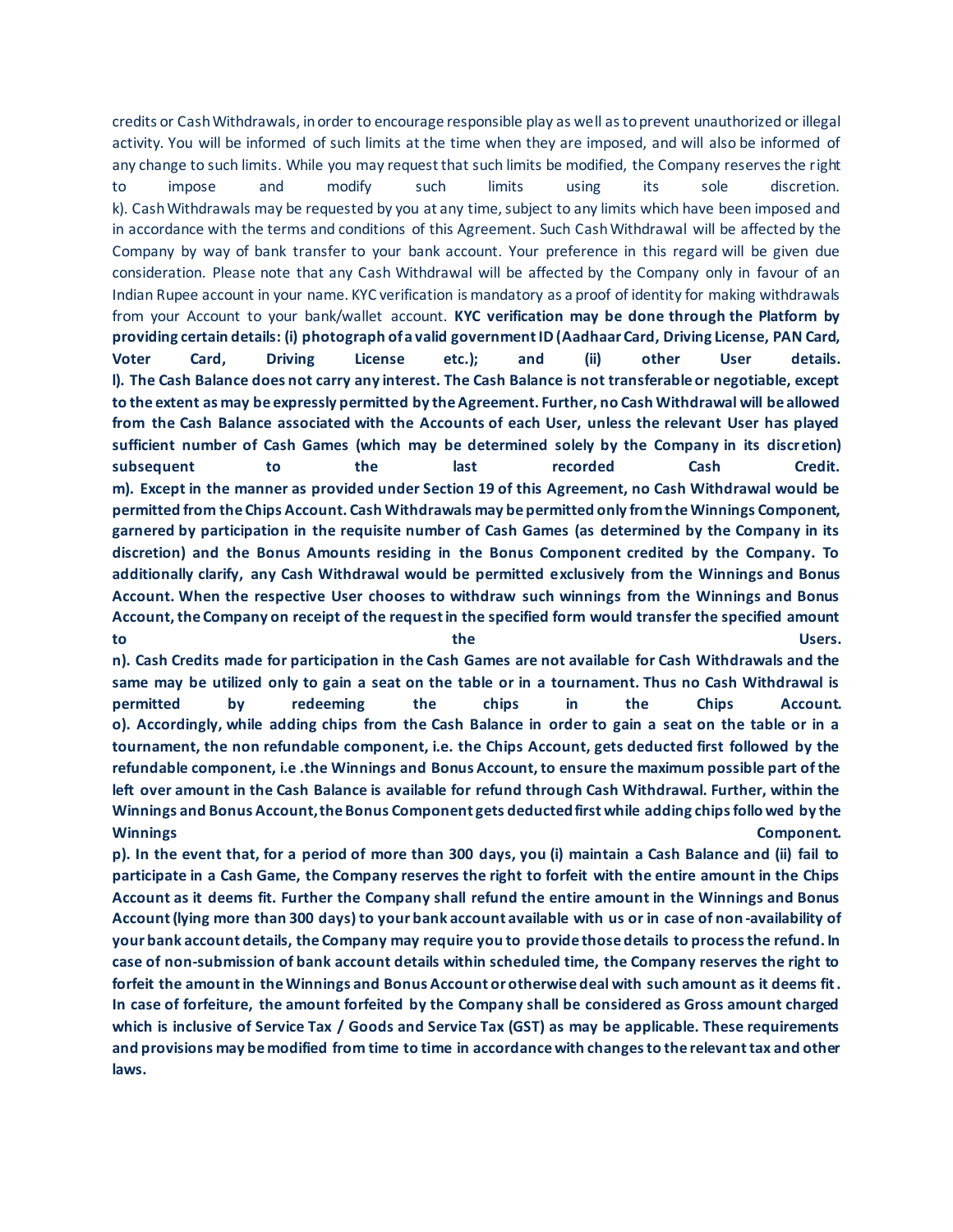credits or Cash Withdrawals, in order to encourage responsible play as well as to prevent unauthorized or illegal activity. You will be informed of such limits at the time when they are imposed, and will also be informed of any change to such limits. While you may request that such limits be modified, the Company reserves the right to impose and modify such limits using its sole discretion.

k). Cash Withdrawals may be requested by you at any time, subject to any limits which have been imposed and in accordance with the terms and conditions of this Agreement. Such Cash Withdrawal will be affected by the Company by way of bank transfer to your bank account. Your preference in this regard will be given due consideration. Please note that any Cash Withdrawal will be affected by the Company only in favour of an Indian Rupee account in your name. KYC verification is mandatory as a proof of identity for making withdrawals from your Account to your bank/wallet account. **KYC verification may be done through the Platform by providing certain details: (i) photograph of a valid government ID (Aadhaar Card, Driving License, PAN Card, Voter Card, Driving License etc.); and (ii) other User details.**

**l). The Cash Balance does not carry any interest. The Cash Balance is not transferable or negotiable, except to the extent as may be expressly permitted by the Agreement. Further, no Cash Withdrawal will be allowed from the Cash Balance associated with the Accounts of each User, unless the relevant User has played sufficient number of Cash Games (which may be determined solely by the Company in its discretion) subsequent to the last recorded Cash Credit.**

**m). Except in the manner as provided under Section 19 of this Agreement, no Cash Withdrawal would be permitted from the Chips Account. Cash Withdrawals may be permitted only from the Winnings Component, garnered by participation in the requisite number of Cash Games (as determined by the Company in its discretion) and the Bonus Amounts residing in the Bonus Component credited by the Company. To additionally clarify, any Cash Withdrawal would be permitted exclusively from the Winnings and Bonus Account. When the respective User chooses to withdraw such winnings from the Winnings and Bonus Account, the Company on receipt of the request in the specified form would transfer the specified amount to the Users.**

**n). Cash Credits made for participation in the Cash Games are not available for Cash Withdrawals and the same may be utilized only to gain a seat on the table or in a tournament. Thus no Cash Withdrawal is permitted by redeeming the chips in the Chips Account.**

**o). Accordingly, while adding chips from the Cash Balance in order to gain a seat on the table or in a tournament, the non refundable component, i.e. the Chips Account, gets deducted first followed by the refundable component, i.e .the Winnings and Bonus Account, to ensure the maximum possible part of the left over amount in the Cash Balance is available for refund through Cash Withdrawal. Further, within the Winnings and Bonus Account, the Bonus Component gets deducted first while adding chips followed by the Winnings Component.**

**p). In the event that, for a period of more than 300 days, you (i) maintain a Cash Balance and (ii) fail to participate in a Cash Game, the Company reserves the right to forfeit with the entire amount in the Chips Account as it deems fit. Further the Company shall refund the entire amount in the Winnings and Bonus Account (lying more than 300 days) to your bank account available with us or in case of non-availability of your bank account details, the Company may require you to provide those details to process the refund. In case of non-submission of bank account details within scheduled time, the Company reserves the right to forfeit the amount in the Winnings and Bonus Account or otherwise deal with such amount as it deems fit. In case of forfeiture, the amount forfeited by the Company shall be considered as Gross amount charged which is inclusive of Service Tax / Goods and Service Tax (GST) as may be applicable. These requirements and provisions may be modified from time to time in accordance with changes to the relevant tax and other laws.**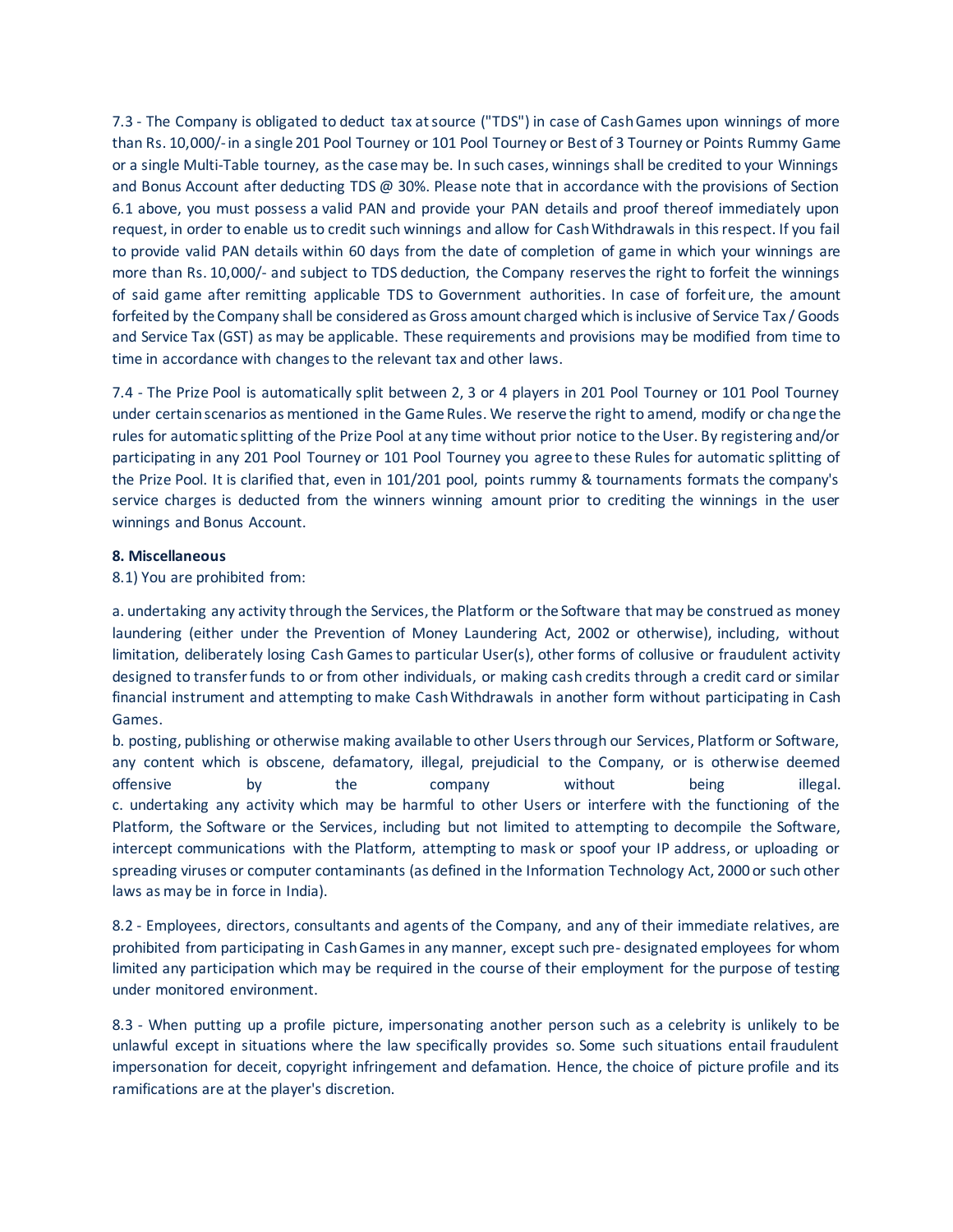7.3 - The Company is obligated to deduct tax at source ("TDS") in case of Cash Games upon winnings of more than Rs. 10,000/- in a single 201 Pool Tourney or 101 Pool Tourney or Best of 3 Tourney or Points Rummy Game or a single Multi-Table tourney, as the case may be. In such cases, winnings shall be credited to your Winnings and Bonus Account after deducting TDS @ 30%. Please note that in accordance with the provisions of Section 6.1 above, you must possess a valid PAN and provide your PAN details and proof thereof immediately upon request, in order to enable us to credit such winnings and allow for Cash Withdrawals in this respect. If you fail to provide valid PAN details within 60 days from the date of completion of game in which your winnings are more than Rs. 10,000/- and subject to TDS deduction, the Company reserves the right to forfeit the winnings of said game after remitting applicable TDS to Government authorities. In case of forfeiture, the amount forfeited by the Company shall be considered as Gross amount charged which is inclusive of Service Tax / Goods and Service Tax (GST) as may be applicable. These requirements and provisions may be modified from time to time in accordance with changes to the relevant tax and other laws.

7.4 - The Prize Pool is automatically split between 2, 3 or 4 players in 201 Pool Tourney or 101 Pool Tourney under certain scenarios as mentioned in the Game Rules. We reserve the right to amend, modify or change the rules for automatic splitting of the Prize Pool at any time without prior notice to the User. By registering and/or participating in any 201 Pool Tourney or 101 Pool Tourney you agree to these Rules for automatic splitting of the Prize Pool. It is clarified that, even in 101/201 pool, points rummy & tournaments formats the company's service charges is deducted from the winners winning amount prior to crediting the winnings in the user winnings and Bonus Account.

**8. Miscellaneous**

8.1) You are prohibited from:

a. undertaking any activity through the Services, the Platform or the Software that may be construed as money laundering (either under the Prevention of Money Laundering Act, 2002 or otherwise), including, without limitation, deliberately losing Cash Games to particular User(s), other forms of collusive or fraudulent activity designed to transfer funds to or from other individuals, or making cash credits through a credit card or similar financial instrument and attempting to make Cash Withdrawals in another form without participating in Cash Games.
b. posting, publishing or otherwise making available to other Users through our Services, Platform or Software, any content which is obscene, defamatory, illegal, prejudicial to the Company, or is otherwise deemed offensive by the company without being illegal.
c. undertaking any activity which may be harmful to other Users or interfere with the functioning of the Platform, the Software or the Services, including but not limited to attempting to decompile the Software, intercept communications with the Platform, attempting to mask or spoof your IP address, or uploading or spreading viruses or computer contaminants (as defined in the Information Technology Act, 2000 or such other laws as may be in force in India).

8.2 - Employees, directors, consultants and agents of the Company, and any of their immediate relatives, are prohibited from participating in Cash Games in any manner, except such pre- designated employees for whom limited any participation which may be required in the course of their employment for the purpose of testing under monitored environment.

8.3 - When putting up a profile picture, impersonating another person such as a celebrity is unlikely to be unlawful except in situations where the law specifically provides so. Some such situations entail fraudulent impersonation for deceit, copyright infringement and defamation. Hence, the choice of picture profile and its ramifications are at the player's discretion.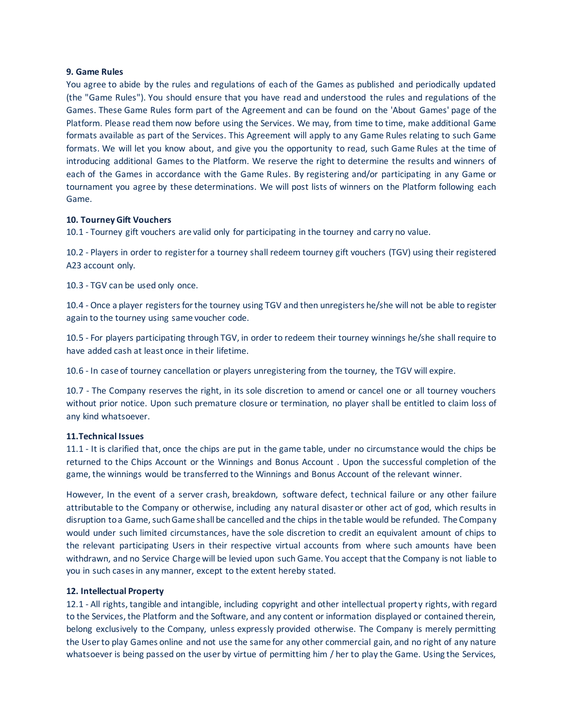**9. Game Rules**

You agree to abide by the rules and regulations of each of the Games as published and periodically updated (the "Game Rules"). You should ensure that you have read and understood the rules and regulations of the Games. These Game Rules form part of the Agreement and can be found on the 'About Games' page of the Platform. Please read them now before using the Services. We may, from time to time, make additional Game formats available as part of the Services. This Agreement will apply to any Game Rules relating to such Game formats. We will let you know about, and give you the opportunity to read, such Game Rules at the time of introducing additional Games to the Platform. We reserve the right to determine the results and winners of each of the Games in accordance with the Game Rules. By registering and/or participating in any Game or tournament you agree by these determinations. We will post lists of winners on the Platform following each Game.

**10. Tourney Gift Vouchers**

10.1 - Tourney gift vouchers are valid only for participating in the tourney and carry no value.

10.2 - Players in order to register for a tourney shall redeem tourney gift vouchers (TGV) using their registered A23 account only.

10.3 - TGV can be used only once.

10.4 - Once a player registers for the tourney using TGV and then unregisters he/she will not be able to register again to the tourney using same voucher code.

10.5 - For players participating through TGV, in order to redeem their tourney winnings he/she shall require to have added cash at least once in their lifetime.

10.6 - In case of tourney cancellation or players unregistering from the tourney, the TGV will expire.

10.7 - The Company reserves the right, in its sole discretion to amend or cancel one or all tourney vouchers without prior notice. Upon such premature closure or termination, no player shall be entitled to claim loss of any kind whatsoever.

**11.Technical Issues**

11.1 - It is clarified that, once the chips are put in the game table, under no circumstance would the chips be returned to the Chips Account or the Winnings and Bonus Account . Upon the successful completion of the game, the winnings would be transferred to the Winnings and Bonus Account of the relevant winner.

However, In the event of a server crash, breakdown, software defect, technical failure or any other failure attributable to the Company or otherwise, including any natural disaster or other act of god, which results in disruption to a Game, such Game shall be cancelled and the chips in the table would be refunded. The Company would under such limited circumstances, have the sole discretion to credit an equivalent amount of chips to the relevant participating Users in their respective virtual accounts from where such amounts have been withdrawn, and no Service Charge will be levied upon such Game. You accept that the Company is not liable to you in such cases in any manner, except to the extent hereby stated.

**12. Intellectual Property**

12.1 - All rights, tangible and intangible, including copyright and other intellectual property rights, with regard to the Services, the Platform and the Software, and any content or information displayed or contained therein, belong exclusively to the Company, unless expressly provided otherwise. The Company is merely permitting the User to play Games online and not use the same for any other commercial gain, and no right of any nature whatsoever is being passed on the user by virtue of permitting him / her to play the Game. Using the Services,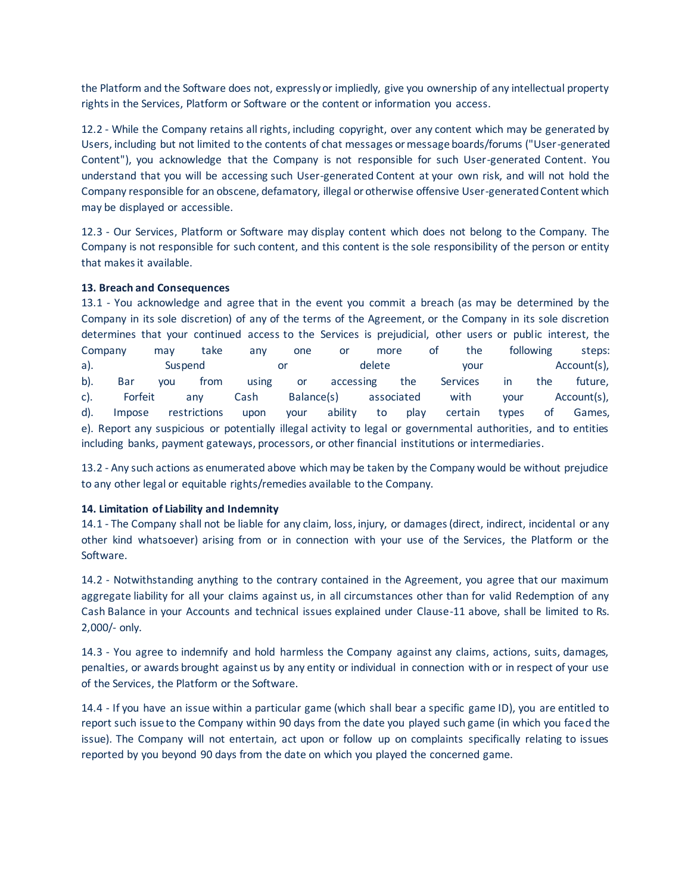the Platform and the Software does not, expressly or impliedly, give you ownership of any intellectual property rights in the Services, Platform or Software or the content or information you access.

12.2 - While the Company retains all rights, including copyright, over any content which may be generated by Users, including but not limited to the contents of chat messages or message boards/forums ("User-generated Content"), you acknowledge that the Company is not responsible for such User-generated Content. You understand that you will be accessing such User-generated Content at your own risk, and will not hold the Company responsible for an obscene, defamatory, illegal or otherwise offensive User-generated Content which may be displayed or accessible.

12.3 - Our Services, Platform or Software may display content which does not belong to the Company. The Company is not responsible for such content, and this content is the sole responsibility of the person or entity that makes it available.

**13. Breach and Consequences**

13.1 - You acknowledge and agree that in the event you commit a breach (as may be determined by the Company in its sole discretion) of any of the terms of the Agreement, or the Company in its sole discretion determines that your continued access to the Services is prejudicial, other users or public interest, the Company may take any one or more of the following steps:

a). Suspend or delete your Account(s),
b). Bar you from using or accessing the Services in the future,
c). Forfeit any Cash Balance(s) associated with your Account(s),
d). Impose restrictions upon your ability to play certain types of Games,
e). Report any suspicious or potentially illegal activity to legal or governmental authorities, and to entities including banks, payment gateways, processors, or other financial institutions or intermediaries.

13.2 - Any such actions as enumerated above which may be taken by the Company would be without prejudice to any other legal or equitable rights/remedies available to the Company.

**14. Limitation of Liability and Indemnity**

14.1 - The Company shall not be liable for any claim, loss, injury, or damages (direct, indirect, incidental or any other kind whatsoever) arising from or in connection with your use of the Services, the Platform or the Software.

14.2 - Notwithstanding anything to the contrary contained in the Agreement, you agree that our maximum aggregate liability for all your claims against us, in all circumstances other than for valid Redemption of any Cash Balance in your Accounts and technical issues explained under Clause-11 above, shall be limited to Rs. 2,000/- only.

14.3 - You agree to indemnify and hold harmless the Company against any claims, actions, suits, damages, penalties, or awards brought against us by any entity or individual in connection with or in respect of your use of the Services, the Platform or the Software.

14.4 - If you have an issue within a particular game (which shall bear a specific game ID), you are entitled to report such issue to the Company within 90 days from the date you played such game (in which you faced the issue). The Company will not entertain, act upon or follow up on complaints specifically relating to issues reported by you beyond 90 days from the date on which you played the concerned game.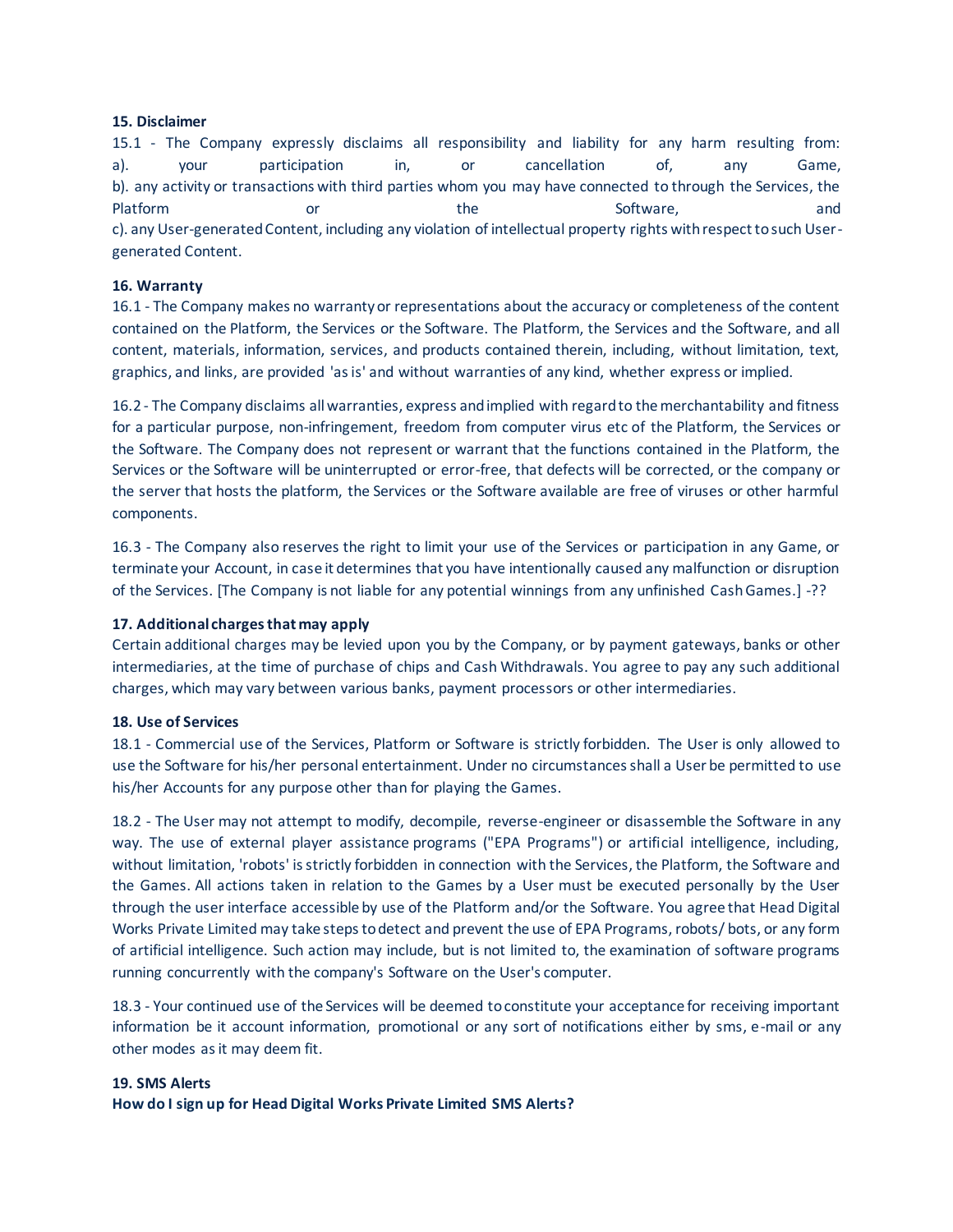**15. Disclaimer**

15.1 - The Company expressly disclaims all responsibility and liability for any harm resulting from:
a). your participation in, or cancellation of, any Game,
b). any activity or transactions with third parties whom you may have connected to through the Services, the Platform or the Software, and
c). any User-generated Content, including any violation of intellectual property rights with respect to such User-generated Content.

**16. Warranty**

16.1 - The Company makes no warranty or representations about the accuracy or completeness of the content contained on the Platform, the Services or the Software. The Platform, the Services and the Software, and all content, materials, information, services, and products contained therein, including, without limitation, text, graphics, and links, are provided 'as is' and without warranties of any kind, whether express or implied.

16.2 - The Company disclaims all warranties, express and implied with regard to the merchantability and fitness for a particular purpose, non-infringement, freedom from computer virus etc of the Platform, the Services or the Software. The Company does not represent or warrant that the functions contained in the Platform, the Services or the Software will be uninterrupted or error-free, that defects will be corrected, or the company or the server that hosts the platform, the Services or the Software available are free of viruses or other harmful components.

16.3 - The Company also reserves the right to limit your use of the Services or participation in any Game, or terminate your Account, in case it determines that you have intentionally caused any malfunction or disruption of the Services. [The Company is not liable for any potential winnings from any unfinished Cash Games.] -??

**17. Additional charges that may apply**

Certain additional charges may be levied upon you by the Company, or by payment gateways, banks or other intermediaries, at the time of purchase of chips and Cash Withdrawals. You agree to pay any such additional charges, which may vary between various banks, payment processors or other intermediaries.

**18. Use of Services**

18.1 - Commercial use of the Services, Platform or Software is strictly forbidden. The User is only allowed to use the Software for his/her personal entertainment. Under no circumstances shall a User be permitted to use his/her Accounts for any purpose other than for playing the Games.

18.2 - The User may not attempt to modify, decompile, reverse-engineer or disassemble the Software in any way. The use of external player assistance programs ("EPA Programs") or artificial intelligence, including, without limitation, 'robots' is strictly forbidden in connection with the Services, the Platform, the Software and the Games. All actions taken in relation to the Games by a User must be executed personally by the User through the user interface accessible by use of the Platform and/or the Software. You agree that Head Digital Works Private Limited may take steps to detect and prevent the use of EPA Programs, robots/ bots, or any form of artificial intelligence. Such action may include, but is not limited to, the examination of software programs running concurrently with the company's Software on the User's computer.

18.3 - Your continued use of the Services will be deemed to constitute your acceptance for receiving important information be it account information, promotional or any sort of notifications either by sms, e-mail or any other modes as it may deem fit.

**19. SMS Alerts**

**How do I sign up for Head Digital Works Private Limited SMS Alerts?**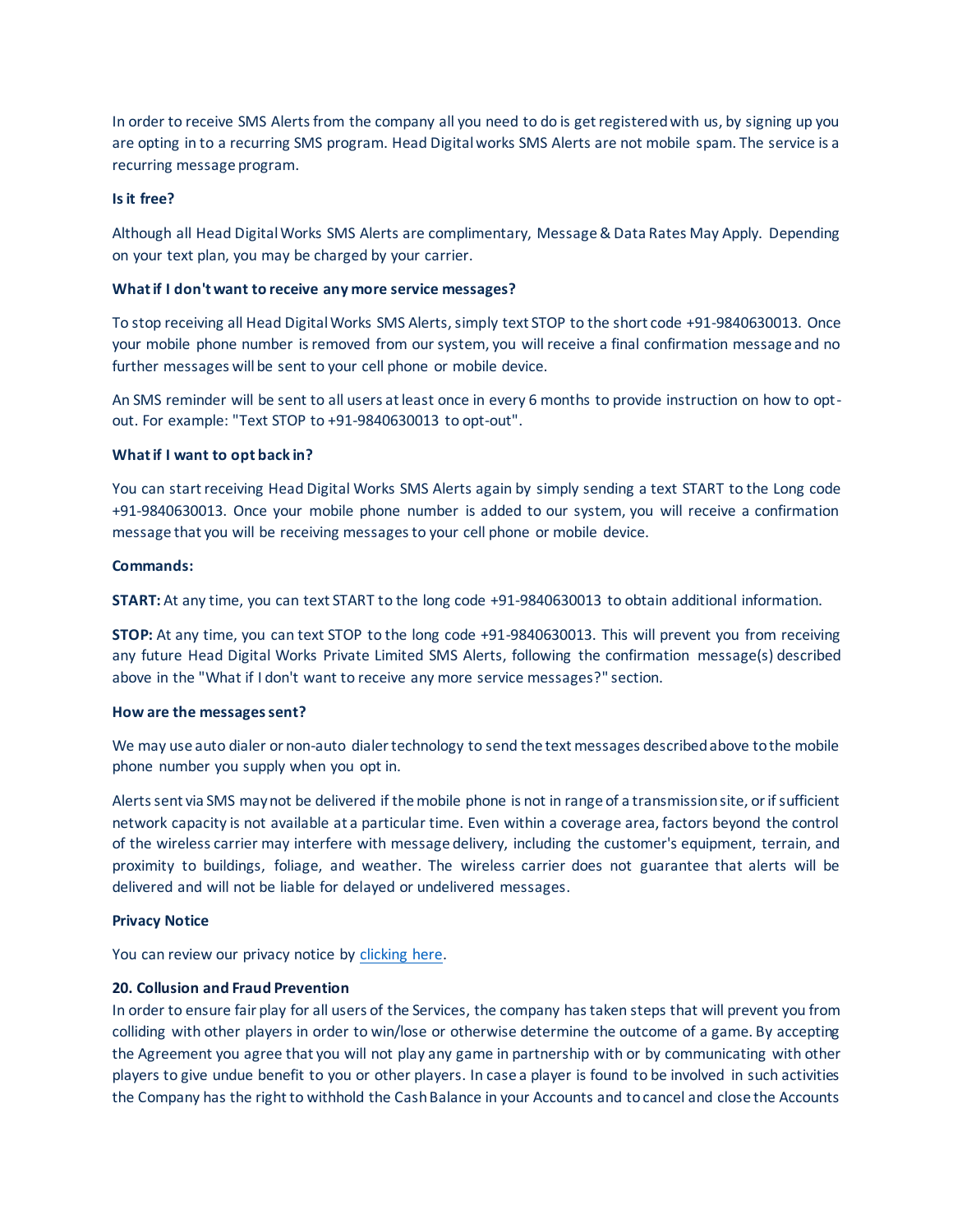In order to receive SMS Alerts from the company all you need to do is get registered with us, by signing up you are opting in to a recurring SMS program. Head Digital works SMS Alerts are not mobile spam. The service is a recurring message program.

**Is it free?**

Although all Head Digital Works SMS Alerts are complimentary, Message & Data Rates May Apply. Depending on your text plan, you may be charged by your carrier.

**What if I don't want to receive any more service messages?**

To stop receiving all Head Digital Works SMS Alerts, simply text STOP to the short code +91-9840630013. Once your mobile phone number is removed from our system, you will receive a final confirmation message and no further messages will be sent to your cell phone or mobile device.

An SMS reminder will be sent to all users at least once in every 6 months to provide instruction on how to opt-out. For example: "Text STOP to +91-9840630013 to opt-out".

**What if I want to opt back in?**

You can start receiving Head Digital Works SMS Alerts again by simply sending a text START to the Long code +91-9840630013. Once your mobile phone number is added to our system, you will receive a confirmation message that you will be receiving messages to your cell phone or mobile device.

**Commands:**

**START:** At any time, you can text START to the long code +91-9840630013 to obtain additional information.

**STOP:** At any time, you can text STOP to the long code +91-9840630013. This will prevent you from receiving any future Head Digital Works Private Limited SMS Alerts, following the confirmation message(s) described above in the "What if I don't want to receive any more service messages?" section.

**How are the messages sent?**

We may use auto dialer or non-auto dialer technology to send the text messages described above to the mobile phone number you supply when you opt in.

Alerts sent via SMS may not be delivered if the mobile phone is not in range of a transmission site, or if sufficient network capacity is not available at a particular time. Even within a coverage area, factors beyond the control of the wireless carrier may interfere with message delivery, including the customer's equipment, terrain, and proximity to buildings, foliage, and weather. The wireless carrier does not guarantee that alerts will be delivered and will not be liable for delayed or undelivered messages.

**Privacy Notice**

You can review our privacy notice by clicking here.

**20. Collusion and Fraud Prevention**

In order to ensure fair play for all users of the Services, the company has taken steps that will prevent you from colliding with other players in order to win/lose or otherwise determine the outcome of a game. By accepting the Agreement you agree that you will not play any game in partnership with or by communicating with other players to give undue benefit to you or other players. In case a player is found to be involved in such activities the Company has the right to withhold the Cash Balance in your Accounts and to cancel and close the Accounts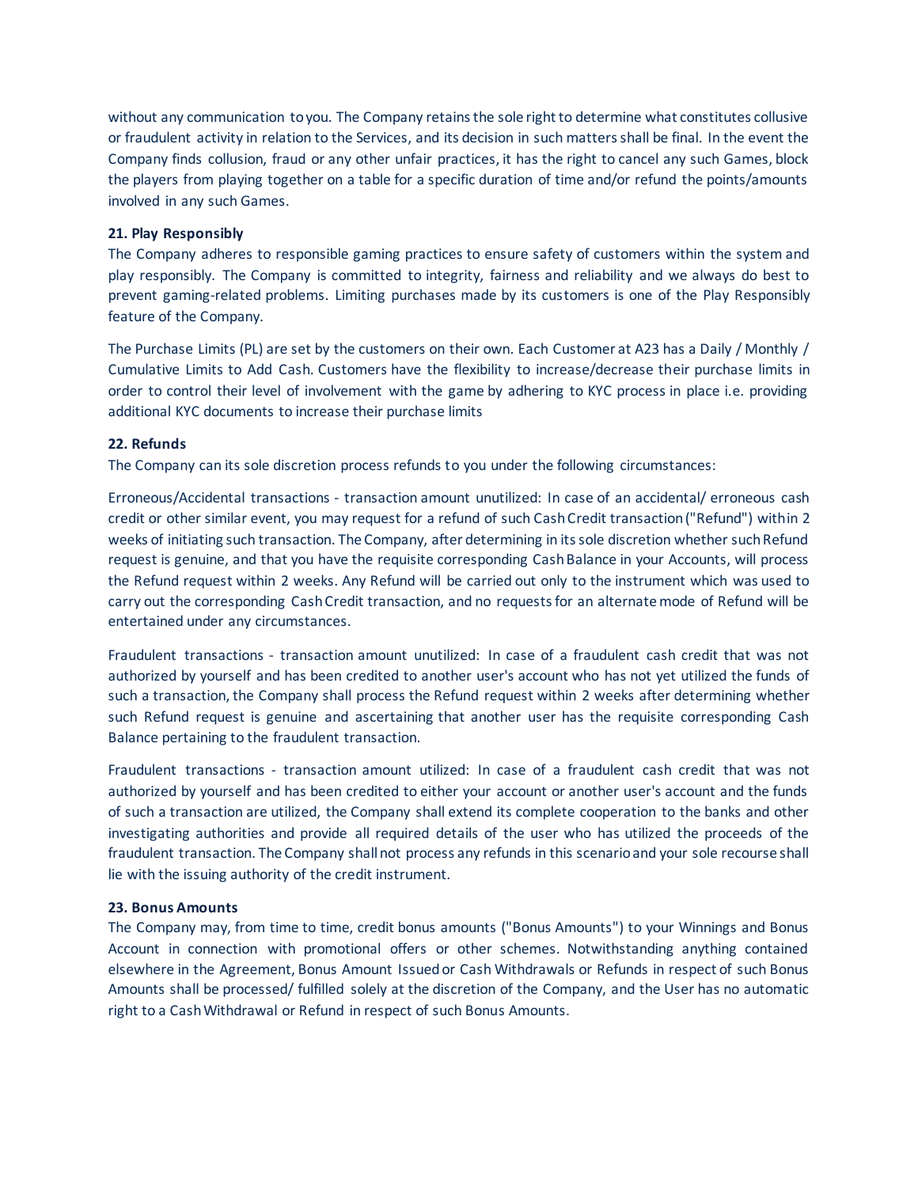without any communication to you. The Company retains the sole right to determine what constitutes collusive or fraudulent activity in relation to the Services, and its decision in such matters shall be final. In the event the Company finds collusion, fraud or any other unfair practices, it has the right to cancel any such Games, block the players from playing together on a table for a specific duration of time and/or refund the points/amounts involved in any such Games.

**21. Play Responsibly**

The Company adheres to responsible gaming practices to ensure safety of customers within the system and play responsibly. The Company is committed to integrity, fairness and reliability and we always do best to prevent gaming-related problems. Limiting purchases made by its customers is one of the Play Responsibly feature of the Company.

The Purchase Limits (PL) are set by the customers on their own. Each Customer at A23 has a Daily / Monthly / Cumulative Limits to Add Cash. Customers have the flexibility to increase/decrease their purchase limits in order to control their level of involvement with the game by adhering to KYC process in place i.e. providing additional KYC documents to increase their purchase limits

**22. Refunds**

The Company can its sole discretion process refunds to you under the following circumstances:

Erroneous/Accidental transactions - transaction amount unutilized: In case of an accidental/ erroneous cash credit or other similar event, you may request for a refund of such Cash Credit transaction ("Refund") within 2 weeks of initiating such transaction. The Company, after determining in its sole discretion whether such Refund request is genuine, and that you have the requisite corresponding Cash Balance in your Accounts, will process the Refund request within 2 weeks. Any Refund will be carried out only to the instrument which was used to carry out the corresponding Cash Credit transaction, and no requests for an alternate mode of Refund will be entertained under any circumstances.

Fraudulent transactions - transaction amount unutilized: In case of a fraudulent cash credit that was not authorized by yourself and has been credited to another user's account who has not yet utilized the funds of such a transaction, the Company shall process the Refund request within 2 weeks after determining whether such Refund request is genuine and ascertaining that another user has the requisite corresponding Cash Balance pertaining to the fraudulent transaction.

Fraudulent transactions - transaction amount utilized: In case of a fraudulent cash credit that was not authorized by yourself and has been credited to either your account or another user's account and the funds of such a transaction are utilized, the Company shall extend its complete cooperation to the banks and other investigating authorities and provide all required details of the user who has utilized the proceeds of the fraudulent transaction. The Company shall not process any refunds in this scenario and your sole recourse shall lie with the issuing authority of the credit instrument.

**23. Bonus Amounts**

The Company may, from time to time, credit bonus amounts ("Bonus Amounts") to your Winnings and Bonus Account in connection with promotional offers or other schemes. Notwithstanding anything contained elsewhere in the Agreement, Bonus Amount Issued or Cash Withdrawals or Refunds in respect of such Bonus Amounts shall be processed/ fulfilled solely at the discretion of the Company, and the User has no automatic right to a Cash Withdrawal or Refund in respect of such Bonus Amounts.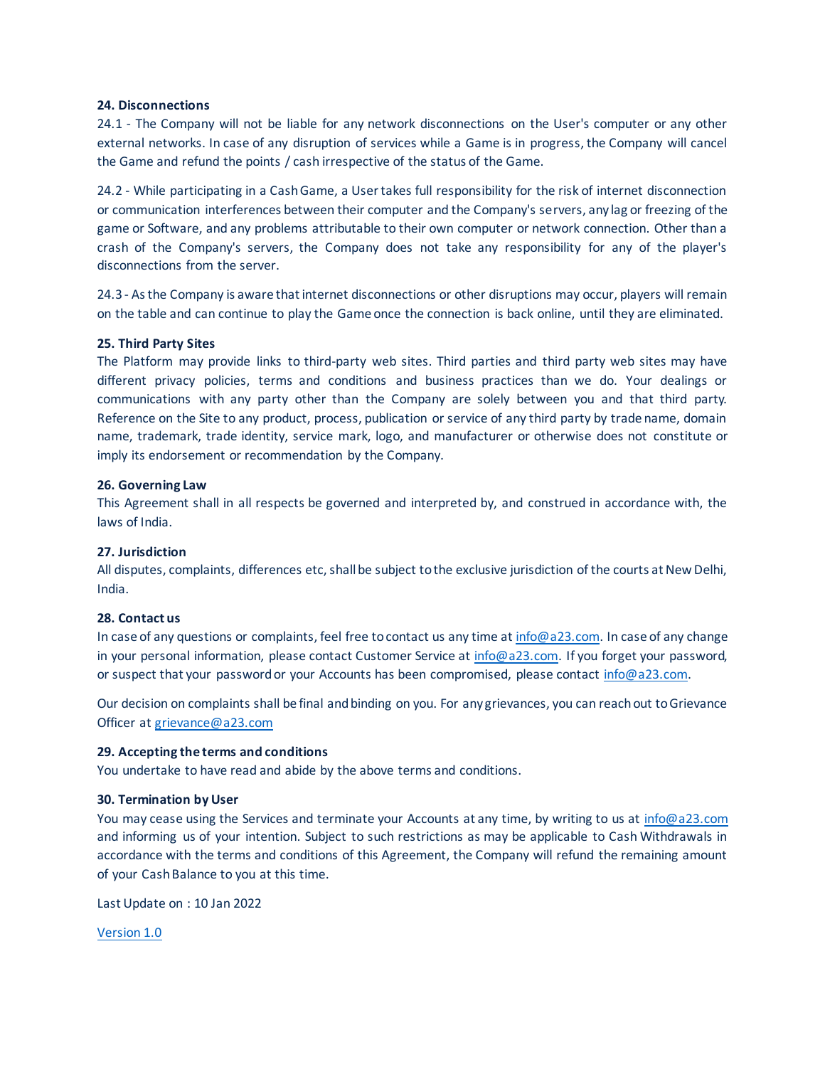**24. Disconnections**

24.1 - The Company will not be liable for any network disconnections on the User's computer or any other external networks. In case of any disruption of services while a Game is in progress, the Company will cancel the Game and refund the points / cash irrespective of the status of the Game.

24.2 - While participating in a Cash Game, a User takes full responsibility for the risk of internet disconnection or communication interferences between their computer and the Company's servers, any lag or freezing of the game or Software, and any problems attributable to their own computer or network connection. Other than a crash of the Company's servers, the Company does not take any responsibility for any of the player's disconnections from the server.

24.3 - As the Company is aware that internet disconnections or other disruptions may occur, players will remain on the table and can continue to play the Game once the connection is back online, until they are eliminated.

**25. Third Party Sites**

The Platform may provide links to third-party web sites. Third parties and third party web sites may have different privacy policies, terms and conditions and business practices than we do. Your dealings or communications with any party other than the Company are solely between you and that third party. Reference on the Site to any product, process, publication or service of any third party by trade name, domain name, trademark, trade identity, service mark, logo, and manufacturer or otherwise does not constitute or imply its endorsement or recommendation by the Company.

**26. Governing Law**

This Agreement shall in all respects be governed and interpreted by, and construed in accordance with, the laws of India.

**27. Jurisdiction**

All disputes, complaints, differences etc, shall be subject to the exclusive jurisdiction of the courts at New Delhi, India.

**28. Contact us**

In case of any questions or complaints, feel free to contact us any time at info@a23.com. In case of any change in your personal information, please contact Customer Service at info@a23.com. If you forget your password, or suspect that your password or your Accounts has been compromised, please contact info@a23.com.

Our decision on complaints shall be final and binding on you. For any grievances, you can reach out to Grievance Officer at grievance@a23.com

**29. Accepting the terms and conditions**

You undertake to have read and abide by the above terms and conditions.

**30. Termination by User**

You may cease using the Services and terminate your Accounts at any time, by writing to us at info@a23.com and informing us of your intention. Subject to such restrictions as may be applicable to Cash Withdrawals in accordance with the terms and conditions of this Agreement, the Company will refund the remaining amount of your Cash Balance to you at this time.

Last Update on : 10 Jan 2022

Version 1.0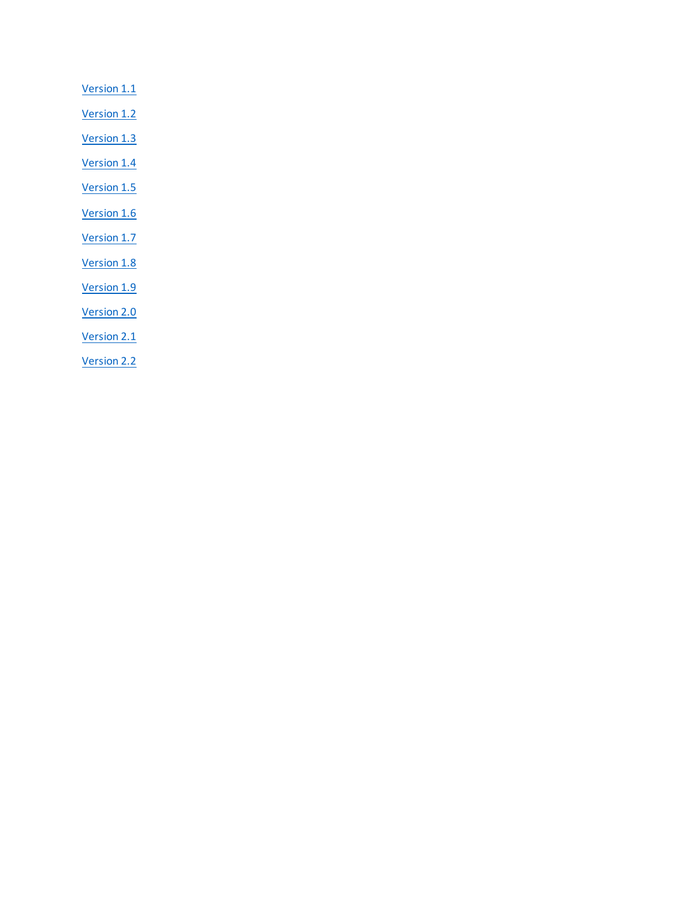Version 1.1

Version 1.2

Version 1.3

Version 1.4

Version 1.5

Version 1.6

Version 1.7

Version 1.8

Version 1.9

Version 2.0

Version 2.1

Version 2.2